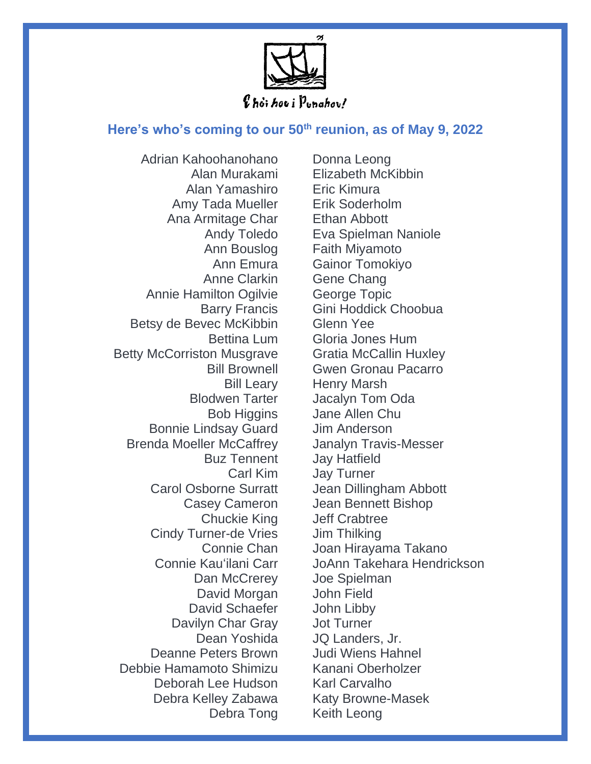Ehói hou i Punahou!

## Here's who's coming to our 50th reunion, as of May 9, 2022

Adrian Kahoohanohano
Alan Murakami
Alan Yamashiro
Amy Tada Mueller
Ana Armitage Char
Andy Toledo
Ann Bouslog
Ann Emura
Anne Clarkin
Annie Hamilton Ogilvie
Barry Francis
Betsy de Bevec McKibbin
Bettina Lum
Betty McCorriston Musgrave
Bill Brownell
Bill Leary
Blodwen Tarter
Bob Higgins
Bonnie Lindsay Guard
Brenda Moeller McCaffrey
Buz Tennent
Carl Kim
Carol Osborne Surratt
Casey Cameron
Chuckie King
Cindy Turner-de Vries
Connie Chan
Connie Kau'ilani Carr
Dan McCrerey
David Morgan
David Schaefer
Davilyn Char Gray
Dean Yoshida
Deanne Peters Brown
Debbie Hamamoto Shimizu
Deborah Lee Hudson
Debra Kelley Zabawa
Debra Tong
Donna Leong
Elizabeth McKibbin
Eric Kimura
Erik Soderholm
Ethan Abbott
Eva Spielman Naniole
Faith Miyamoto
Gainor Tomokiyo
Gene Chang
George Topic
Gini Hoddick Choobua
Glenn Yee
Gloria Jones Hum
Gratia McCallin Huxley
Gwen Gronau Pacarro
Henry Marsh
Jacalyn Tom Oda
Jane Allen Chu
Jim Anderson
Janalyn Travis-Messer
Jay Hatfield
Jay Turner
Jean Dillingham Abbott
Jean Bennett Bishop
Jeff Crabtree
Jim Thilking
Joan Hirayama Takano
JoAnn Takehara Hendrickson
Joe Spielman
John Field
John Libby
Jot Turner
JQ Landers, Jr.
Judi Wiens Hahnel
Kanani Oberholzer
Karl Carvalho
Katy Browne-Masek
Keith Leong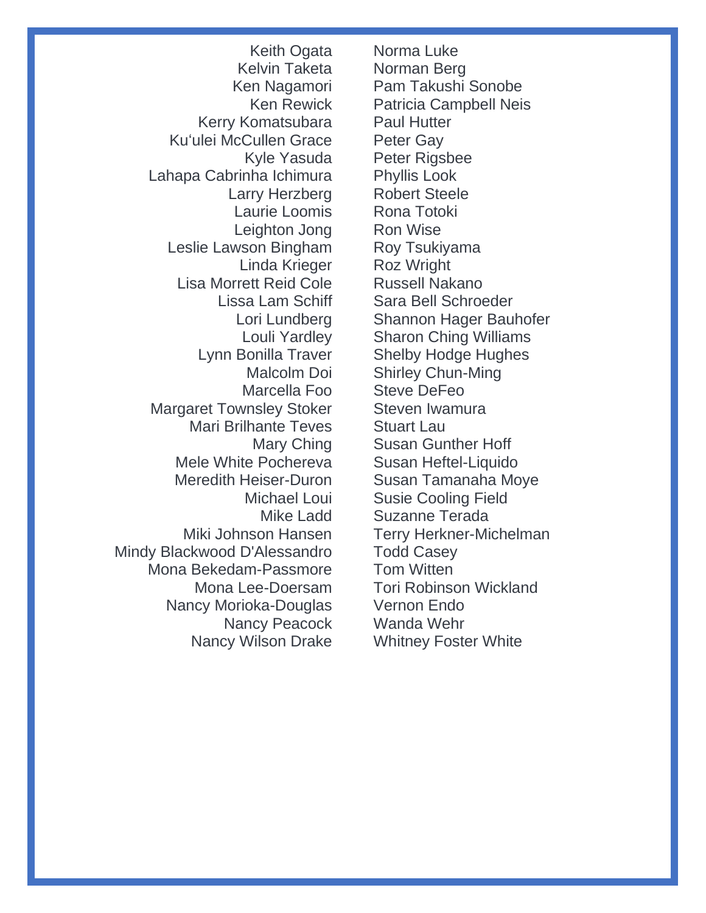Keith Ogata
Kelvin Taketa
Ken Nagamori
Ken Rewick
Kerry Komatsubara
Ku‘ulei McCullen Grace
Kyle Yasuda
Lahapa Cabrinha Ichimura
Larry Herzberg
Laurie Loomis
Leighton Jong
Leslie Lawson Bingham
Linda Krieger
Lisa Morrett Reid Cole
Lissa Lam Schiff
Lori Lundberg
Louli Yardley
Lynn Bonilla Traver
Malcolm Doi
Marcella Foo
Margaret Townsley Stoker
Mari Brilhante Teves
Mary Ching
Mele White Pochereva
Meredith Heiser-Duron
Michael Loui
Mike Ladd
Miki Johnson Hansen
Mindy Blackwood D'Alessandro
Mona Bekedam-Passmore
Mona Lee-Doersam
Nancy Morioka-Douglas
Nancy Peacock
Nancy Wilson Drake

Norma Luke
Norman Berg
Pam Takushi Sonobe
Patricia Campbell Neis
Paul Hutter
Peter Gay
Peter Rigsbee
Phyllis Look
Robert Steele
Rona Totoki
Ron Wise
Roy Tsukiyama
Roz Wright
Russell Nakano
Sara Bell Schroeder
Shannon Hager Bauhofer
Sharon Ching Williams
Shelby Hodge Hughes
Shirley Chun-Ming
Steve DeFeo
Steven Iwamura
Stuart Lau
Susan Gunther Hoff
Susan Heftel-Liquido
Susan Tamanaha Moye
Susie Cooling Field
Suzanne Terada
Terry Herkner-Michelman
Todd Casey
Tom Witten
Tori Robinson Wickland
Vernon Endo
Wanda Wehr
Whitney Foster White